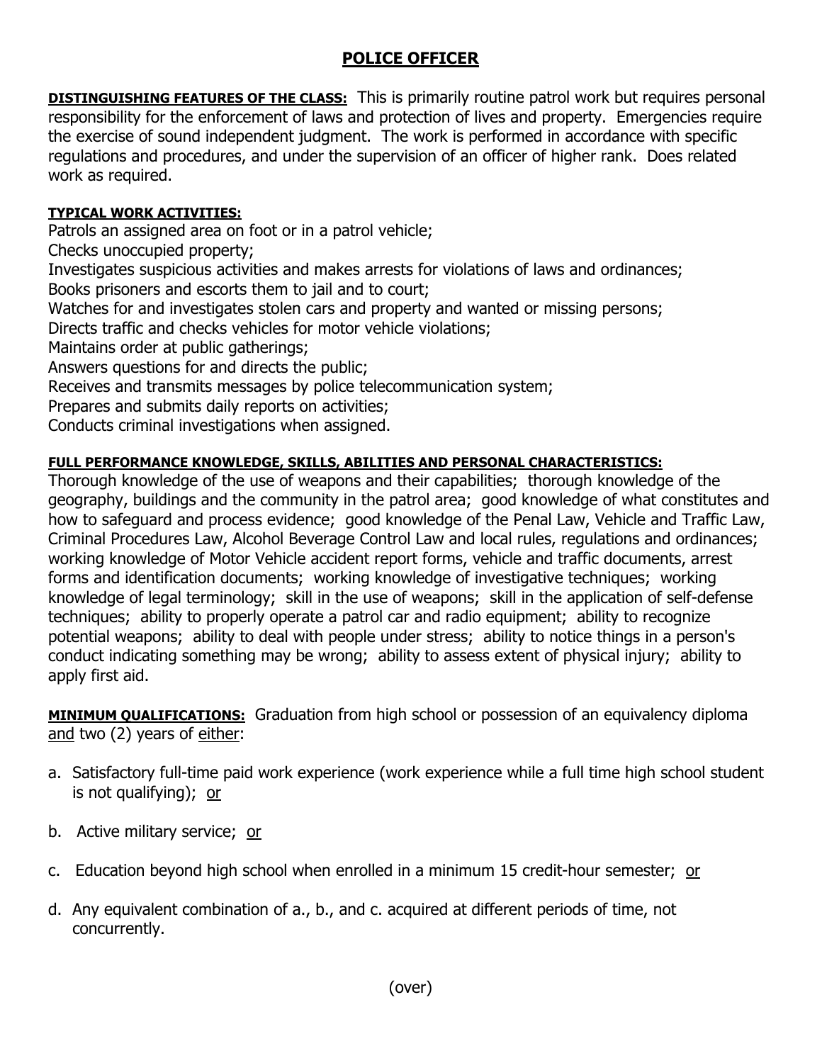# POLICE OFFICER

**DISTINGUISHING FEATURES OF THE CLASS:** This is primarily routine patrol work but requires personal responsibility for the enforcement of laws and protection of lives and property. Emergencies require the exercise of sound independent judgment. The work is performed in accordance with specific regulations and procedures, and under the supervision of an officer of higher rank. Does related work as required.

**TYPICAL WORK ACTIVITIES:**

Patrols an assigned area on foot or in a patrol vehicle;
Checks unoccupied property;
Investigates suspicious activities and makes arrests for violations of laws and ordinances;
Books prisoners and escorts them to jail and to court;
Watches for and investigates stolen cars and property and wanted or missing persons;
Directs traffic and checks vehicles for motor vehicle violations;
Maintains order at public gatherings;
Answers questions for and directs the public;
Receives and transmits messages by police telecommunication system;
Prepares and submits daily reports on activities;
Conducts criminal investigations when assigned.

**FULL PERFORMANCE KNOWLEDGE, SKILLS, ABILITIES AND PERSONAL CHARACTERISTICS:**

Thorough knowledge of the use of weapons and their capabilities; thorough knowledge of the geography, buildings and the community in the patrol area; good knowledge of what constitutes and how to safeguard and process evidence; good knowledge of the Penal Law, Vehicle and Traffic Law, Criminal Procedures Law, Alcohol Beverage Control Law and local rules, regulations and ordinances; working knowledge of Motor Vehicle accident report forms, vehicle and traffic documents, arrest forms and identification documents; working knowledge of investigative techniques; working knowledge of legal terminology; skill in the use of weapons; skill in the application of self-defense techniques; ability to properly operate a patrol car and radio equipment; ability to recognize potential weapons; ability to deal with people under stress; ability to notice things in a person's conduct indicating something may be wrong; ability to assess extent of physical injury; ability to apply first aid.

**MINIMUM QUALIFICATIONS:** Graduation from high school or possession of an equivalency diploma and two (2) years of either:

a. Satisfactory full-time paid work experience (work experience while a full time high school student is not qualifying); or

b. Active military service; or

c. Education beyond high school when enrolled in a minimum 15 credit-hour semester; or

d. Any equivalent combination of a., b., and c. acquired at different periods of time, not concurrently.

(over)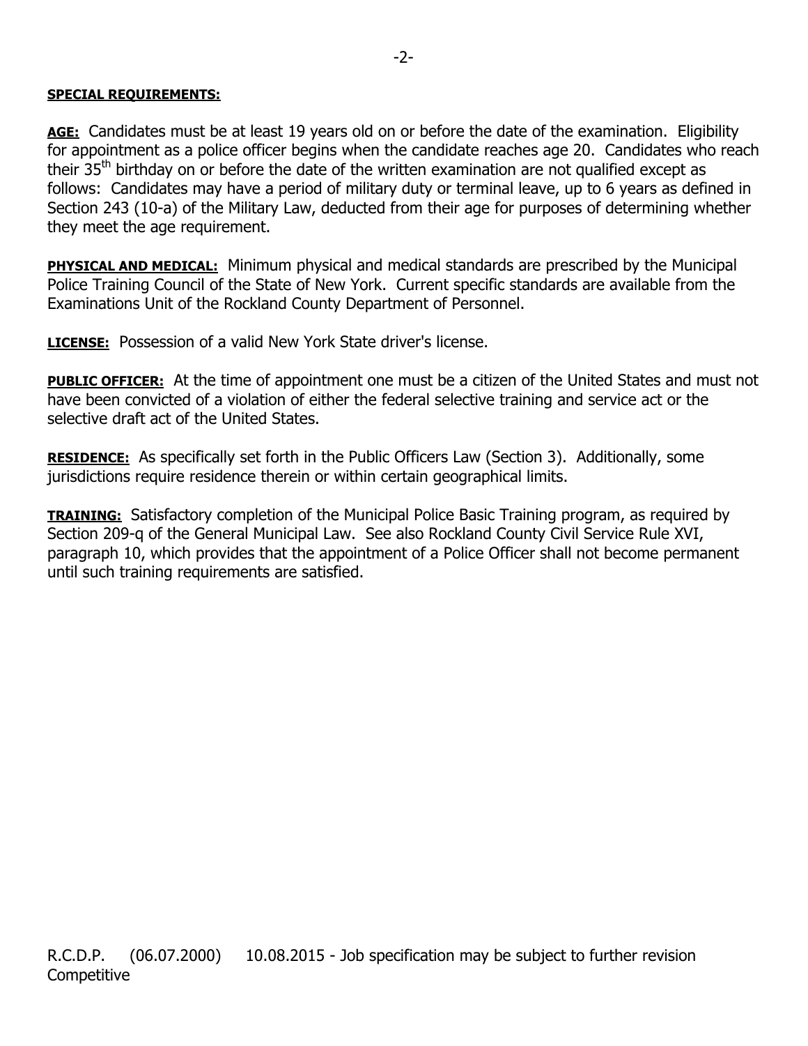**SPECIAL REQUIREMENTS:**

**AGE:** Candidates must be at least 19 years old on or before the date of the examination. Eligibility for appointment as a police officer begins when the candidate reaches age 20. Candidates who reach their 35th birthday on or before the date of the written examination are not qualified except as follows: Candidates may have a period of military duty or terminal leave, up to 6 years as defined in Section 243 (10-a) of the Military Law, deducted from their age for purposes of determining whether they meet the age requirement.

**PHYSICAL AND MEDICAL:** Minimum physical and medical standards are prescribed by the Municipal Police Training Council of the State of New York. Current specific standards are available from the Examinations Unit of the Rockland County Department of Personnel.

**LICENSE:** Possession of a valid New York State driver's license.

**PUBLIC OFFICER:** At the time of appointment one must be a citizen of the United States and must not have been convicted of a violation of either the federal selective training and service act or the selective draft act of the United States.

**RESIDENCE:** As specifically set forth in the Public Officers Law (Section 3). Additionally, some jurisdictions require residence therein or within certain geographical limits.

**TRAINING:** Satisfactory completion of the Municipal Police Basic Training program, as required by Section 209-q of the General Municipal Law. See also Rockland County Civil Service Rule XVI, paragraph 10, which provides that the appointment of a Police Officer shall not become permanent until such training requirements are satisfied.

R.C.D.P. (06.07.2000) 10.08.2015 - Job specification may be subject to further revision
Competitive